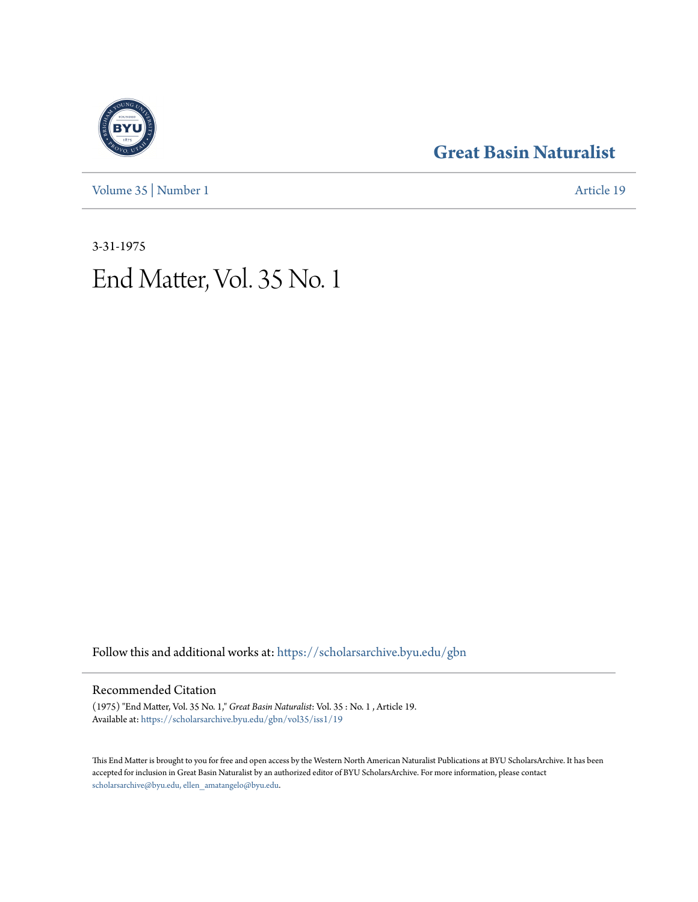Great Basin Naturalist

Volume 35 | Number 1

Article 19

3-31-1975

# End Matter, Vol. 35 No. 1

Follow this and additional works at: https://scholarsarchive.byu.edu/gbn

## Recommended Citation

(1975) "End Matter, Vol. 35 No. 1," *Great Basin Naturalist*: Vol. 35 : No. 1 , Article 19.
Available at: https://scholarsarchive.byu.edu/gbn/vol35/iss1/19

This End Matter is brought to you for free and open access by the Western North American Naturalist Publications at BYU ScholarsArchive. It has been accepted for inclusion in Great Basin Naturalist by an authorized editor of BYU ScholarsArchive. For more information, please contact scholarsarchive@byu.edu, ellen_amatangelo@byu.edu.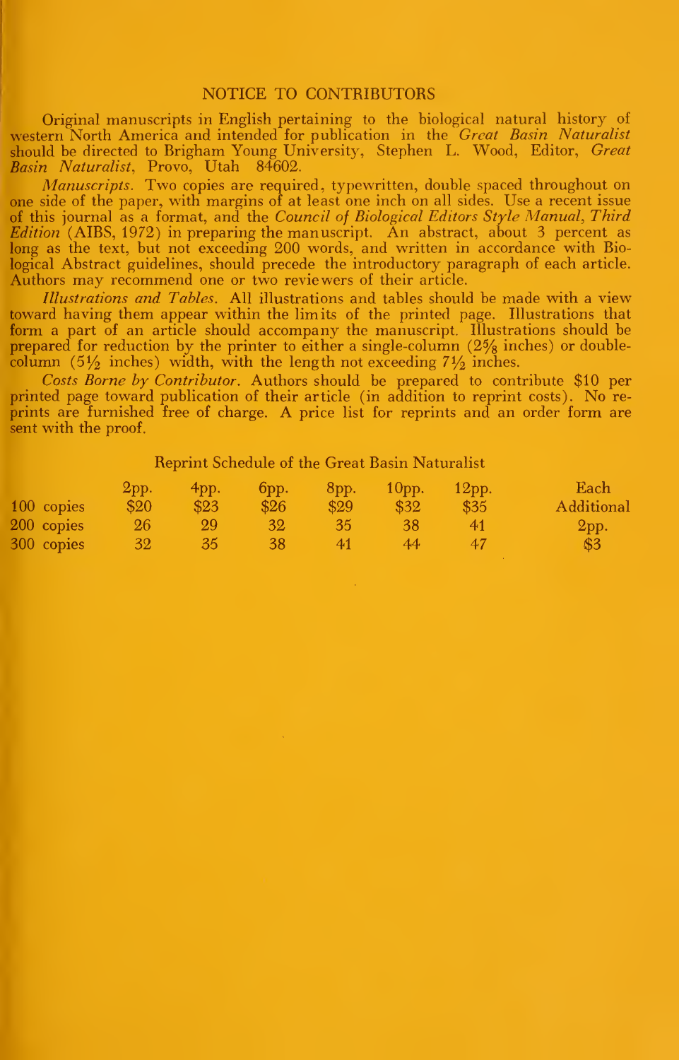## NOTICE TO CONTRIBUTORS

Original manuscripts in English pertaining to the biological natural history of western North America and intended for publication in the *Great Basin Naturalist* should be directed to Brigham Young University, Stephen L. Wood, Editor, *Great Basin Naturalist*, Provo, Utah 84602.

*Manuscripts*. Two copies are required, typewritten, double spaced throughout on one side of the paper, with margins of at least one inch on all sides. Use a recent issue of this journal as a format, and the *Council of Biological Editors Style Manual, Third Edition* (AIBS, 1972) in preparing the manuscript. An abstract, about 3 percent as long as the text, but not exceeding 200 words, and written in accordance with Biological Abstract guidelines, should precede the introductory paragraph of each article. Authors may recommend one or two reviewers of their article.

*Illustrations and Tables*. All illustrations and tables should be made with a view toward having them appear within the limits of the printed page. Illustrations that form a part of an article should accompany the manuscript. Illustrations should be prepared for reduction by the printer to either a single-column (2⅝ inches) or double-column (5½ inches) width, with the length not exceeding 7½ inches.

*Costs Borne by Contributor*. Authors should be prepared to contribute $10 per printed page toward publication of their article (in addition to reprint costs). No reprints are furnished free of charge. A price list for reprints and an order form are sent with the proof.

Reprint Schedule of the Great Basin Naturalist

| | 2pp. | 4pp. | 6pp. | 8pp. | 10pp. | 12pp. | Each Additional 2pp. |
|---|---|---|---|---|---|---|---|
| 100 copies | $20 | $23 | $26 | $29 | $32 | $35 | $3 |
| 200 copies | 26 | 29 | 32 | 35 | 38 | 41 | |
| 300 copies | 32 | 35 | 38 | 41 | 44 | 47 | |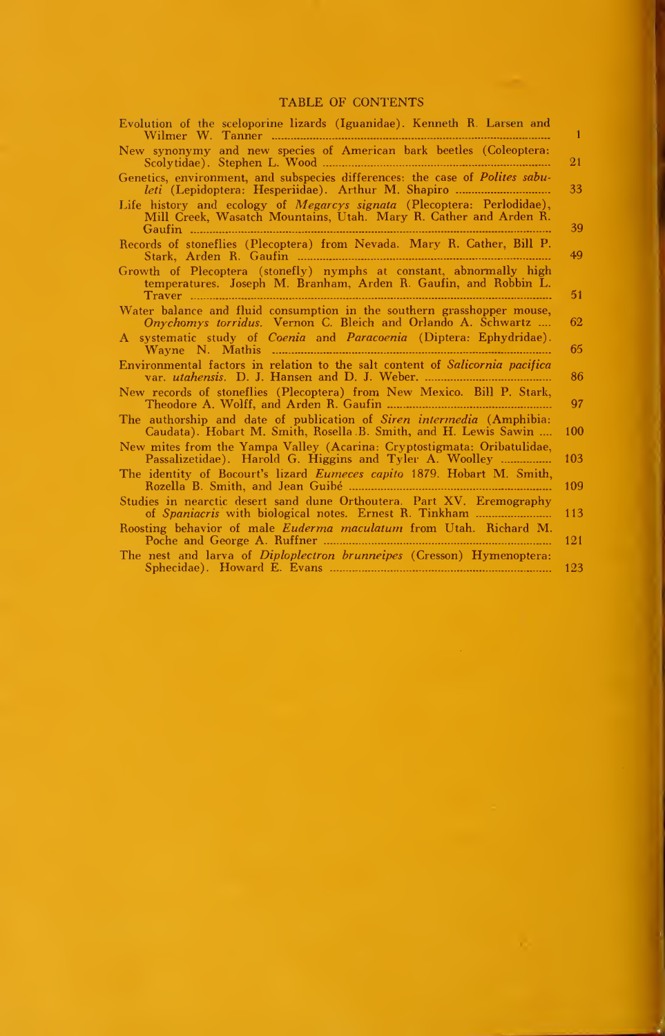## TABLE OF CONTENTS

| | |
|---|---|
| Evolution of the sceloporine lizards (Iguanidae). Kenneth R. Larsen and Wilmer W. Tanner | 1 |
| New synonymy and new species of American bark beetles (Coleoptera: Scolytidae). Stephen L. Wood | 21 |
| Genetics, environment, and subspecies differences: the case of *Polites sabuleti* (Lepidoptera: Hesperiidae). Arthur M. Shapiro | 33 |
| Life history and ecology of *Megarcys signata* (Plecoptera: Perlodidae), Mill Creek, Wasatch Mountains, Utah. Mary R. Cather and Arden R. Gaufin | 39 |
| Records of stoneflies (Plecoptera) from Nevada. Mary R. Cather, Bill P. Stark, Arden R. Gaufin | 49 |
| Growth of Plecoptera (stonefly) nymphs at constant, abnormally high temperatures. Joseph M. Branham, Arden R. Gaufin, and Robbin L. Traver | 51 |
| Water balance and fluid consumption in the southern grasshopper mouse, *Onychomys torridus*. Vernon C. Bleich and Orlando A. Schwartz | 62 |
| A systematic study of *Coenia* and *Paracoenia* (Diptera: Ephydridae). Wayne N. Mathis | 65 |
| Environmental factors in relation to the salt content of *Salicornia pacifica* var. *utahensis*. D. J. Hansen and D. J. Weber. | 86 |
| New records of stoneflies (Plecoptera) from New Mexico. Bill P. Stark, Theodore A. Wolff, and Arden R. Gaufin | 97 |
| The authorship and date of publication of *Siren intermedia* (Amphibia: Caudata). Hobart M. Smith, Rosella B. Smith, and H. Lewis Sawin | 100 |
| New mites from the Yampa Valley (Acarina: Cryptostigmata: Oribatulidae, Passalizetidae). Harold G. Higgins and Tyler A. Woolley | 103 |
| The identity of Bocourt's lizard *Eumeces capito* 1879. Hobart M. Smith, Rozella B. Smith, and Jean Guibé | 109 |
| Studies in nearctic desert sand dune Orthoutera. Part XV. Eremography of *Spaniacris* with biological notes. Ernest R. Tinkham | 113 |
| Roosting behavior of male *Euderma maculatum* from Utah. Richard M. Poche and George A. Ruffner | 121 |
| The nest and larva of *Diploplectron brunneipes* (Cresson) Hymenoptera: Sphecidae). Howard E. Evans | 123 |